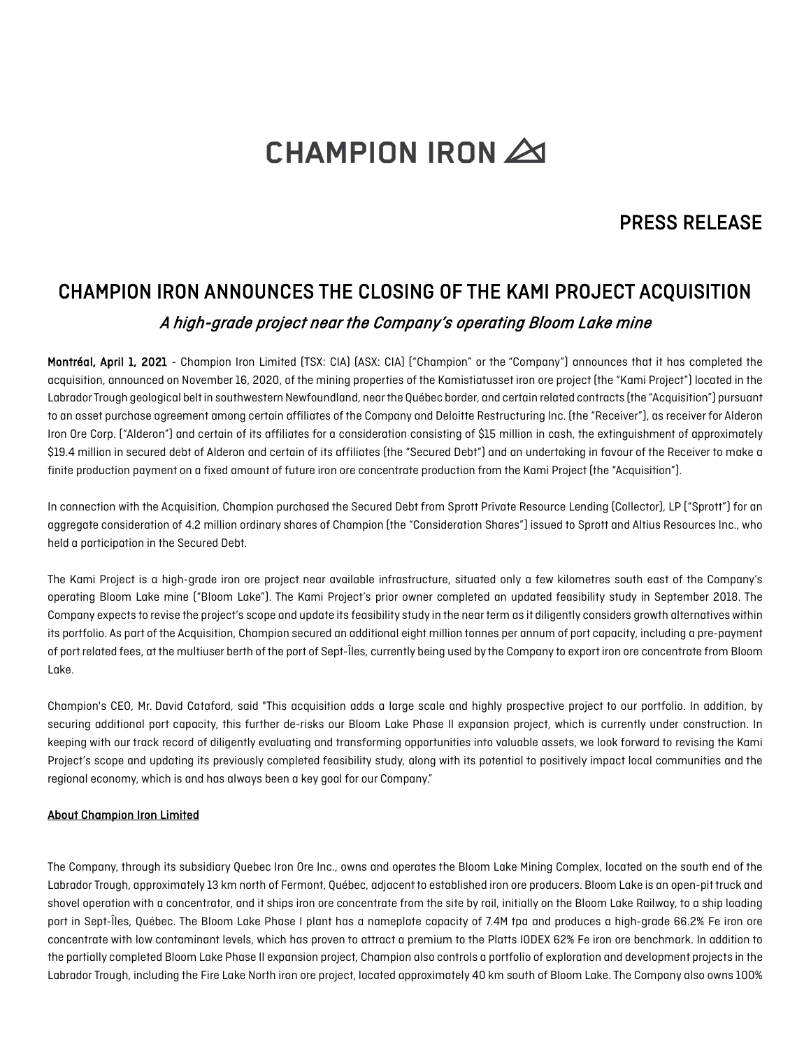CHAMPION IRON

PRESS RELEASE

# CHAMPION IRON ANNOUNCES THE CLOSING OF THE KAMI PROJECT ACQUISITION

*A high-grade project near the Company's operating Bloom Lake mine*

**Montréal, April 1, 2021** - Champion Iron Limited (TSX: CIA) (ASX: CIA) ("Champion" or the "Company") announces that it has completed the acquisition, announced on November 16, 2020, of the mining properties of the Kamistiatusset iron ore project (the "Kami Project") located in the Labrador Trough geological belt in southwestern Newfoundland, near the Québec border, and certain related contracts (the "Acquisition") pursuant to an asset purchase agreement among certain affiliates of the Company and Deloitte Restructuring Inc. (the "Receiver"), as receiver for Alderon Iron Ore Corp. ("Alderon") and certain of its affiliates for a consideration consisting of $15 million in cash, the extinguishment of approximately $19.4 million in secured debt of Alderon and certain of its affiliates (the "Secured Debt") and an undertaking in favour of the Receiver to make a finite production payment on a fixed amount of future iron ore concentrate production from the Kami Project (the "Acquisition").

In connection with the Acquisition, Champion purchased the Secured Debt from Sprott Private Resource Lending (Collector), LP ("Sprott") for an aggregate consideration of 4.2 million ordinary shares of Champion (the "Consideration Shares") issued to Sprott and Altius Resources Inc., who held a participation in the Secured Debt.

The Kami Project is a high-grade iron ore project near available infrastructure, situated only a few kilometres south east of the Company's operating Bloom Lake mine ("Bloom Lake"). The Kami Project's prior owner completed an updated feasibility study in September 2018. The Company expects to revise the project's scope and update its feasibility study in the near term as it diligently considers growth alternatives within its portfolio. As part of the Acquisition, Champion secured an additional eight million tonnes per annum of port capacity, including a pre-payment of port related fees, at the multiuser berth of the port of Sept-Îles, currently being used by the Company to export iron ore concentrate from Bloom Lake.

Champion's CEO, Mr. David Cataford, said "This acquisition adds a large scale and highly prospective project to our portfolio. In addition, by securing additional port capacity, this further de-risks our Bloom Lake Phase II expansion project, which is currently under construction. In keeping with our track record of diligently evaluating and transforming opportunities into valuable assets, we look forward to revising the Kami Project's scope and updating its previously completed feasibility study, along with its potential to positively impact local communities and the regional economy, which is and has always been a key goal for our Company."

## About Champion Iron Limited

The Company, through its subsidiary Quebec Iron Ore Inc., owns and operates the Bloom Lake Mining Complex, located on the south end of the Labrador Trough, approximately 13 km north of Fermont, Québec, adjacent to established iron ore producers. Bloom Lake is an open-pit truck and shovel operation with a concentrator, and it ships iron ore concentrate from the site by rail, initially on the Bloom Lake Railway, to a ship loading port in Sept-Îles, Québec. The Bloom Lake Phase I plant has a nameplate capacity of 7.4M tpa and produces a high-grade 66.2% Fe iron ore concentrate with low contaminant levels, which has proven to attract a premium to the Platts IODEX 62% Fe iron ore benchmark. In addition to the partially completed Bloom Lake Phase II expansion project, Champion also controls a portfolio of exploration and development projects in the Labrador Trough, including the Fire Lake North iron ore project, located approximately 40 km south of Bloom Lake. The Company also owns 100%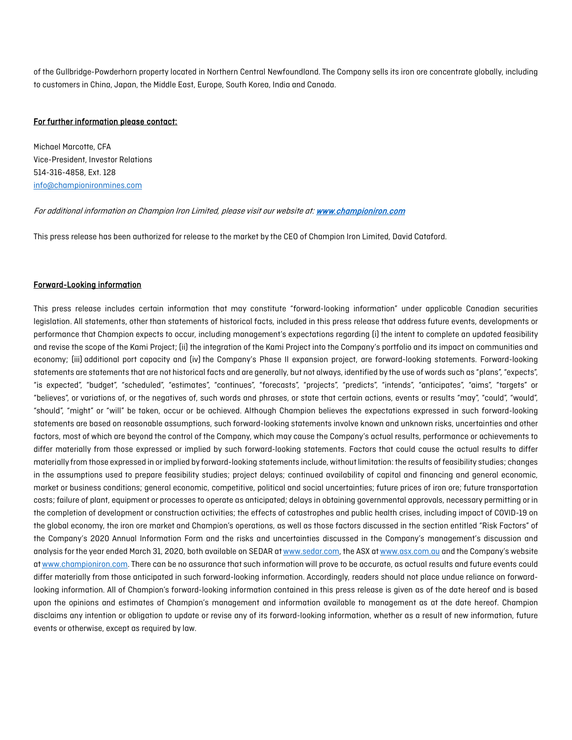of the Gullbridge-Powderhorn property located in Northern Central Newfoundland. The Company sells its iron ore concentrate globally, including to customers in China, Japan, the Middle East, Europe, South Korea, India and Canada.

**For further information please contact:**

Michael Marcotte, CFA
Vice-President, Investor Relations
514-316-4858, Ext. 128
info@championironmines.com

*For additional information on Champion Iron Limited, please visit our website at:* ***www.championiron.com***

This press release has been authorized for release to the market by the CEO of Champion Iron Limited, David Cataford.

**Forward-Looking information**

This press release includes certain information that may constitute "forward-looking information" under applicable Canadian securities legislation. All statements, other than statements of historical facts, included in this press release that address future events, developments or performance that Champion expects to occur, including management's expectations regarding (i) the intent to complete an updated feasibility and revise the scope of the Kami Project; (ii) the integration of the Kami Project into the Company's portfolio and its impact on communities and economy; (iii) additional port capacity and (iv) the Company's Phase II expansion project, are forward-looking statements. Forward-looking statements are statements that are not historical facts and are generally, but not always, identified by the use of words such as "plans", "expects", "is expected", "budget", "scheduled", "estimates", "continues", "forecasts", "projects", "predicts", "intends", "anticipates", "aims", "targets" or "believes", or variations of, or the negatives of, such words and phrases, or state that certain actions, events or results "may", "could", "would", "should", "might" or "will" be taken, occur or be achieved. Although Champion believes the expectations expressed in such forward-looking statements are based on reasonable assumptions, such forward-looking statements involve known and unknown risks, uncertainties and other factors, most of which are beyond the control of the Company, which may cause the Company's actual results, performance or achievements to differ materially from those expressed or implied by such forward-looking statements. Factors that could cause the actual results to differ materially from those expressed in or implied by forward-looking statements include, without limitation: the results of feasibility studies; changes in the assumptions used to prepare feasibility studies; project delays; continued availability of capital and financing and general economic, market or business conditions; general economic, competitive, political and social uncertainties; future prices of iron ore; future transportation costs; failure of plant, equipment or processes to operate as anticipated; delays in obtaining governmental approvals, necessary permitting or in the completion of development or construction activities; the effects of catastrophes and public health crises, including impact of COVID-19 on the global economy, the iron ore market and Champion's operations, as well as those factors discussed in the section entitled "Risk Factors" of the Company's 2020 Annual Information Form and the risks and uncertainties discussed in the Company's management's discussion and analysis for the year ended March 31, 2020, both available on SEDAR at www.sedar.com, the ASX at www.asx.com.au and the Company's website at www.championiron.com. There can be no assurance that such information will prove to be accurate, as actual results and future events could differ materially from those anticipated in such forward-looking information. Accordingly, readers should not place undue reliance on forward-looking information. All of Champion's forward-looking information contained in this press release is given as of the date hereof and is based upon the opinions and estimates of Champion's management and information available to management as at the date hereof. Champion disclaims any intention or obligation to update or revise any of its forward-looking information, whether as a result of new information, future events or otherwise, except as required by law.